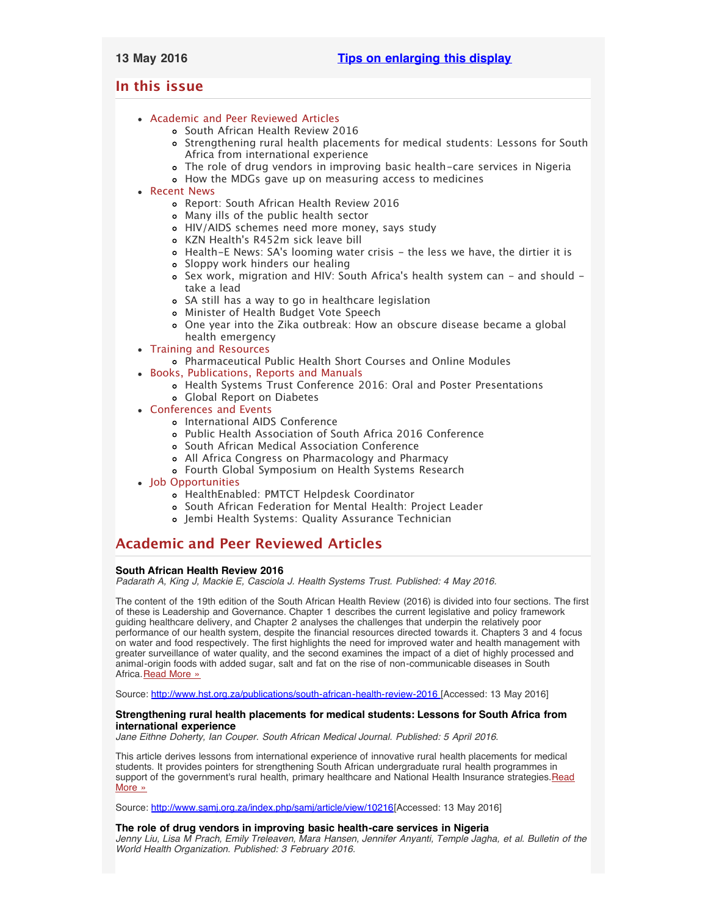13 May 2016 [Tips on enlarging this display]

## In this issue

- Academic and Peer Reviewed Articles
  - South African Health Review 2016
  - Strengthening rural health placements for medical students: Lessons for South Africa from international experience
  - The role of drug vendors in improving basic health-care services in Nigeria
  - How the MDGs gave up on measuring access to medicines
- Recent News
  - Report: South African Health Review 2016
  - Many ills of the public health sector
  - HIV/AIDS schemes need more money, says study
  - KZN Health's R452m sick leave bill
  - Health-E News: SA's looming water crisis - the less we have, the dirtier it is
  - Sloppy work hinders our healing
  - Sex work, migration and HIV: South Africa's health system can - and should - take a lead
  - SA still has a way to go in healthcare legislation
  - Minister of Health Budget Vote Speech
  - One year into the Zika outbreak: How an obscure disease became a global health emergency
- Training and Resources
  - Pharmaceutical Public Health Short Courses and Online Modules
- Books, Publications, Reports and Manuals
  - Health Systems Trust Conference 2016: Oral and Poster Presentations
  - Global Report on Diabetes
- Conferences and Events
  - International AIDS Conference
  - Public Health Association of South Africa 2016 Conference
  - South African Medical Association Conference
  - All Africa Congress on Pharmacology and Pharmacy
  - Fourth Global Symposium on Health Systems Research
- Job Opportunities
  - HealthEnabled: PMTCT Helpdesk Coordinator
  - South African Federation for Mental Health: Project Leader
  - Jembi Health Systems: Quality Assurance Technician

## Academic and Peer Reviewed Articles

**South African Health Review 2016**
*Padarath A, King J, Mackie E, Casciola J. Health Systems Trust. Published: 4 May 2016.*

The content of the 19th edition of the South African Health Review (2016) is divided into four sections. The first of these is Leadership and Governance. Chapter 1 describes the current legislative and policy framework guiding healthcare delivery, and Chapter 2 analyses the challenges that underpin the relatively poor performance of our health system, despite the financial resources directed towards it. Chapters 3 and 4 focus on water and food respectively. The first highlights the need for improved water and health management with greater surveillance of water quality, and the second examines the impact of a diet of highly processed and animal-origin foods with added sugar, salt and fat on the rise of non-communicable diseases in South Africa. Read More »

Source: http://www.hst.org.za/publications/south-african-health-review-2016 [Accessed: 13 May 2016]

**Strengthening rural health placements for medical students: Lessons for South Africa from international experience**
*Jane Eithne Doherty, Ian Couper. South African Medical Journal. Published: 5 April 2016.*

This article derives lessons from international experience of innovative rural health placements for medical students. It provides pointers for strengthening South African undergraduate rural health programmes in support of the government's rural health, primary healthcare and National Health Insurance strategies. Read More »

Source: http://www.samj.org.za/index.php/samj/article/view/10216 [Accessed: 13 May 2016]

**The role of drug vendors in improving basic health-care services in Nigeria**
*Jenny Liu, Lisa M Prach, Emily Treleaven, Mara Hansen, Jennifer Anyanti, Temple Jagha, et al. Bulletin of the World Health Organization. Published: 3 February 2016.*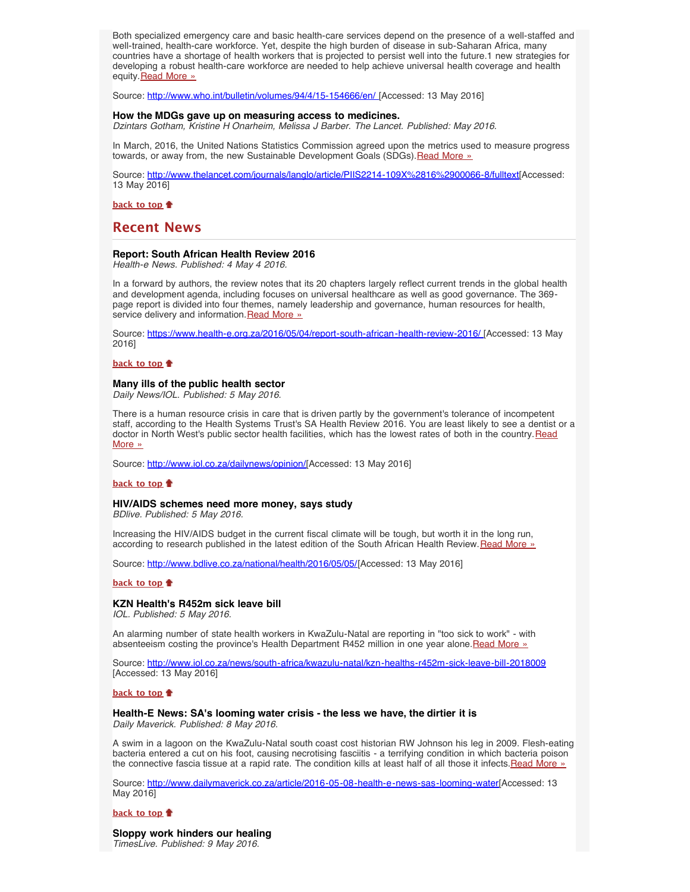Both specialized emergency care and basic health-care services depend on the presence of a well-staffed and well-trained, health-care workforce. Yet, despite the high burden of disease in sub-Saharan Africa, many countries have a shortage of health workers that is projected to persist well into the future.1 new strategies for developing a robust health-care workforce are needed to help achieve universal health coverage and health equity. [Read More »](http://www.who.int/bulletin/volumes/94/4/15-154666/en/)

Source: http://www.who.int/bulletin/volumes/94/4/15-154666/en/ [Accessed: 13 May 2016]

**How the MDGs gave up on measuring access to medicines.**
*Dzintars Gotham, Kristine H Onarheim, Melissa J Barber. The Lancet. Published: May 2016.*

In March, 2016, the United Nations Statistics Commission agreed upon the metrics used to measure progress towards, or away from, the new Sustainable Development Goals (SDGs). [Read More »](http://www.thelancet.com/journals/langlo/article/PIIS2214-109X%2816%2900066-8/fulltext)

Source: http://www.thelancet.com/journals/langlo/article/PIIS2214-109X%2816%2900066-8/fulltext [Accessed: 13 May 2016]

**back to top**

## Recent News

**Report: South African Health Review 2016**
*Health-e News. Published: 4 May 4 2016.*

In a forward by authors, the review notes that its 20 chapters largely reflect current trends in the global health and development agenda, including focuses on universal healthcare as well as good governance. The 369-page report is divided into four themes, namely leadership and governance, human resources for health, service delivery and information. [Read More »](https://www.health-e.org.za/2016/05/04/report-south-african-health-review-2016/)

Source: https://www.health-e.org.za/2016/05/04/report-south-african-health-review-2016/ [Accessed: 13 May 2016]

**back to top**

**Many ills of the public health sector**
*Daily News/IOL. Published: 5 May 2016.*

There is a human resource crisis in care that is driven partly by the government's tolerance of incompetent staff, according to the Health Systems Trust's SA Health Review 2016. You are least likely to see a dentist or a doctor in North West's public sector health facilities, which has the lowest rates of both in the country. [Read More »](http://www.iol.co.za/dailynews/opinion/)

Source: http://www.iol.co.za/dailynews/opinion/ [Accessed: 13 May 2016]

**back to top**

**HIV/AIDS schemes need more money, says study**
*BDlive. Published: 5 May 2016.*

Increasing the HIV/AIDS budget in the current fiscal climate will be tough, but worth it in the long run, according to research published in the latest edition of the South African Health Review. [Read More »](http://www.bdlive.co.za/national/health/2016/05/05/)

Source: http://www.bdlive.co.za/national/health/2016/05/05/ [Accessed: 13 May 2016]

**back to top**

**KZN Health's R452m sick leave bill**
*IOL. Published: 5 May 2016.*

An alarming number of state health workers in KwaZulu-Natal are reporting in "too sick to work" - with absenteeism costing the province's Health Department R452 million in one year alone. [Read More »](http://www.iol.co.za/news/south-africa/kwazulu-natal/kzn-healths-r452m-sick-leave-bill-2018009)

Source: http://www.iol.co.za/news/south-africa/kwazulu-natal/kzn-healths-r452m-sick-leave-bill-2018009 [Accessed: 13 May 2016]

**back to top**

**Health-E News: SA's looming water crisis - the less we have, the dirtier it is**
*Daily Maverick. Published: 8 May 2016.*

A swim in a lagoon on the KwaZulu-Natal south coast cost historian RW Johnson his leg in 2009. Flesh-eating bacteria entered a cut on his foot, causing necrotising fasciitis - a terrifying condition in which bacteria poison the connective fascia tissue at a rapid rate. The condition kills at least half of all those it infects. [Read More »](http://www.dailymaverick.co.za/article/2016-05-08-health-e-news-sas-looming-water)

Source: http://www.dailymaverick.co.za/article/2016-05-08-health-e-news-sas-looming-water [Accessed: 13 May 2016]

**back to top**

**Sloppy work hinders our healing**
*TimesLive. Published: 9 May 2016.*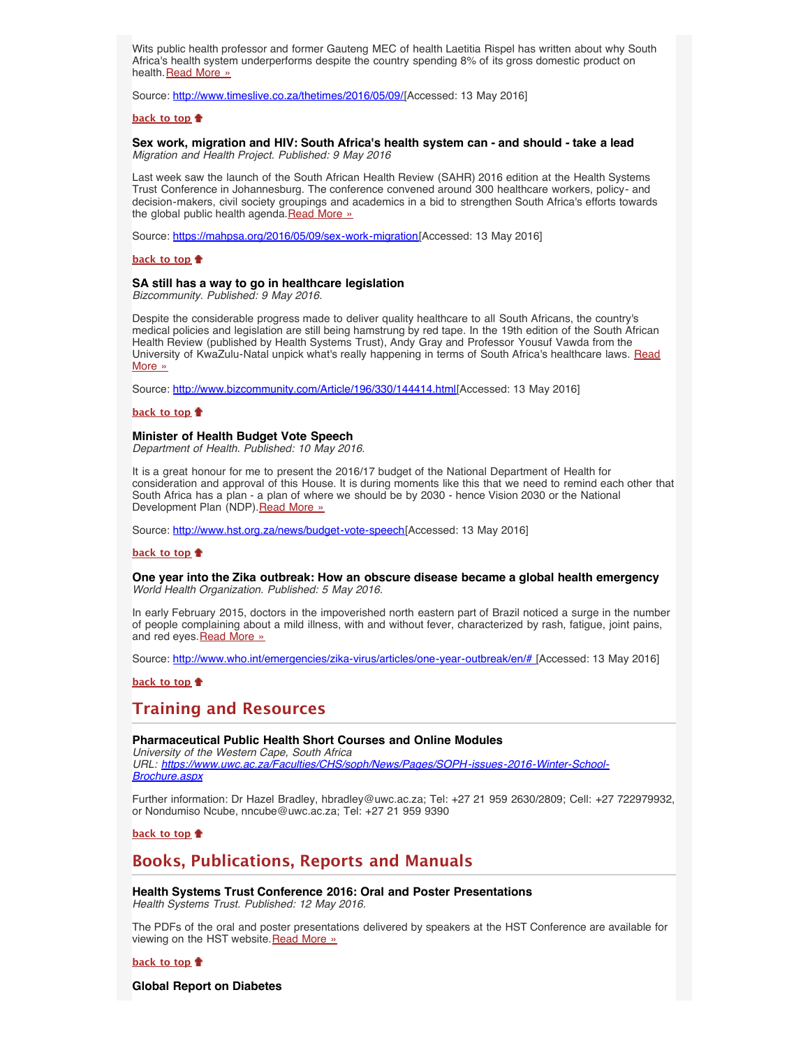Wits public health professor and former Gauteng MEC of health Laetitia Rispel has written about why South Africa's health system underperforms despite the country spending 8% of its gross domestic product on health. Read More »

Source: http://www.timeslive.co.za/thetimes/2016/05/09/[Accessed: 13 May 2016]

**back to top**

### Sex work, migration and HIV: South Africa's health system can - and should - take a lead

*Migration and Health Project. Published: 9 May 2016*

Last week saw the launch of the South African Health Review (SAHR) 2016 edition at the Health Systems Trust Conference in Johannesburg. The conference convened around 300 healthcare workers, policy- and decision-makers, civil society groupings and academics in a bid to strengthen South Africa's efforts towards the global public health agenda. Read More »

Source: https://mahpsa.org/2016/05/09/sex-work-migration[Accessed: 13 May 2016]

**back to top**

### SA still has a way to go in healthcare legislation

*Bizcommunity. Published: 9 May 2016.*

Despite the considerable progress made to deliver quality healthcare to all South Africans, the country's medical policies and legislation are still being hamstrung by red tape. In the 19th edition of the South African Health Review (published by Health Systems Trust), Andy Gray and Professor Yousuf Vawda from the University of KwaZulu-Natal unpick what's really happening in terms of South Africa's healthcare laws. Read More »

Source: http://www.bizcommunity.com/Article/196/330/144414.html[Accessed: 13 May 2016]

**back to top**

### Minister of Health Budget Vote Speech

*Department of Health. Published: 10 May 2016.*

It is a great honour for me to present the 2016/17 budget of the National Department of Health for consideration and approval of this House. It is during moments like this that we need to remind each other that South Africa has a plan - a plan of where we should be by 2030 - hence Vision 2030 or the National Development Plan (NDP). Read More »

Source: http://www.hst.org.za/news/budget-vote-speech[Accessed: 13 May 2016]

**back to top**

### One year into the Zika outbreak: How an obscure disease became a global health emergency

*World Health Organization. Published: 5 May 2016.*

In early February 2015, doctors in the impoverished north eastern part of Brazil noticed a surge in the number of people complaining about a mild illness, with and without fever, characterized by rash, fatigue, joint pains, and red eyes. Read More »

Source: http://www.who.int/emergencies/zika-virus/articles/one-year-outbreak/en/# [Accessed: 13 May 2016]

**back to top**

## Training and Resources

### Pharmaceutical Public Health Short Courses and Online Modules

*University of the Western Cape, South Africa*
*URL: https://www.uwc.ac.za/Faculties/CHS/soph/News/Pages/SOPH-issues-2016-Winter-School-Brochure.aspx*

Further information: Dr Hazel Bradley, hbradley@uwc.ac.za; Tel: +27 21 959 2630/2809; Cell: +27 722979932, or Nondumiso Ncube, nncube@uwc.ac.za; Tel: +27 21 959 9390

**back to top**

## Books, Publications, Reports and Manuals

### Health Systems Trust Conference 2016: Oral and Poster Presentations

*Health Systems Trust. Published: 12 May 2016.*

The PDFs of the oral and poster presentations delivered by speakers at the HST Conference are available for viewing on the HST website. Read More »

**back to top**

### Global Report on Diabetes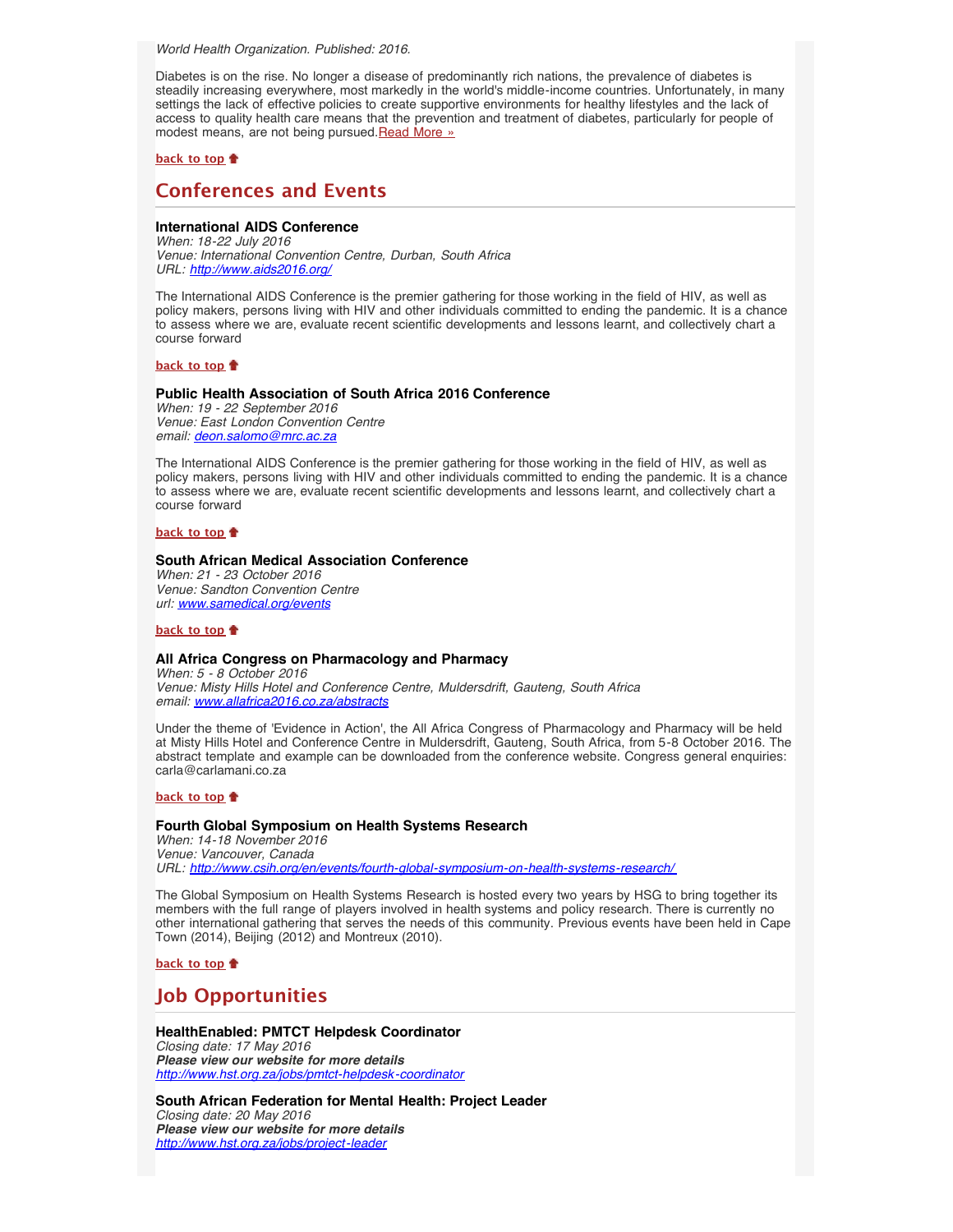*World Health Organization. Published: 2016.*

Diabetes is on the rise. No longer a disease of predominantly rich nations, the prevalence of diabetes is steadily increasing everywhere, most markedly in the world's middle-income countries. Unfortunately, in many settings the lack of effective policies to create supportive environments for healthy lifestyles and the lack of access to quality health care means that the prevention and treatment of diabetes, particularly for people of modest means, are not being pursued.Read More »

**back to top**

## Conferences and Events

**International AIDS Conference**
*When: 18-22 July 2016*
*Venue: International Convention Centre, Durban, South Africa*
*URL: http://www.aids2016.org/*

The International AIDS Conference is the premier gathering for those working in the field of HIV, as well as policy makers, persons living with HIV and other individuals committed to ending the pandemic. It is a chance to assess where we are, evaluate recent scientific developments and lessons learnt, and collectively chart a course forward

**back to top**

**Public Health Association of South Africa 2016 Conference**
*When: 19 - 22 September 2016*
*Venue: East London Convention Centre*
*email: deon.salomo@mrc.ac.za*

The International AIDS Conference is the premier gathering for those working in the field of HIV, as well as policy makers, persons living with HIV and other individuals committed to ending the pandemic. It is a chance to assess where we are, evaluate recent scientific developments and lessons learnt, and collectively chart a course forward

**back to top**

**South African Medical Association Conference**
*When: 21 - 23 October 2016*
*Venue: Sandton Convention Centre*
*url: www.samedical.org/events*

**back to top**

**All Africa Congress on Pharmacology and Pharmacy**
*When: 5 - 8 October 2016*
*Venue: Misty Hills Hotel and Conference Centre, Muldersdrift, Gauteng, South Africa*
*email: www.allafrica2016.co.za/abstracts*

Under the theme of 'Evidence in Action', the All Africa Congress of Pharmacology and Pharmacy will be held at Misty Hills Hotel and Conference Centre in Muldersdrift, Gauteng, South Africa, from 5-8 October 2016. The abstract template and example can be downloaded from the conference website. Congress general enquiries: carla@carlamani.co.za

**back to top**

**Fourth Global Symposium on Health Systems Research**
*When: 14-18 November 2016*
*Venue: Vancouver, Canada*
*URL: http://www.csih.org/en/events/fourth-global-symposium-on-health-systems-research/*

The Global Symposium on Health Systems Research is hosted every two years by HSG to bring together its members with the full range of players involved in health systems and policy research. There is currently no other international gathering that serves the needs of this community. Previous events have been held in Cape Town (2014), Beijing (2012) and Montreux (2010).

**back to top**

## Job Opportunities

**HealthEnabled: PMTCT Helpdesk Coordinator**
*Closing date: 17 May 2016*
***Please view our website for more details***
*http://www.hst.org.za/jobs/pmtct-helpdesk-coordinator*

**South African Federation for Mental Health: Project Leader**
*Closing date: 20 May 2016*
***Please view our website for more details***
*http://www.hst.org.za/jobs/project-leader*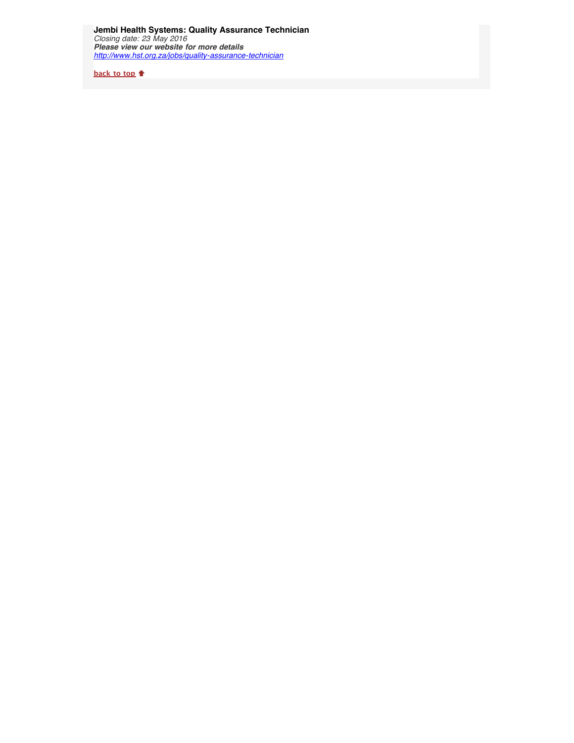**Jembi Health Systems: Quality Assurance Technician**
*Closing date: 23 May 2016*
***Please view our website for more details***
*http://www.hst.org.za/jobs/quality-assurance-technician*

back to top